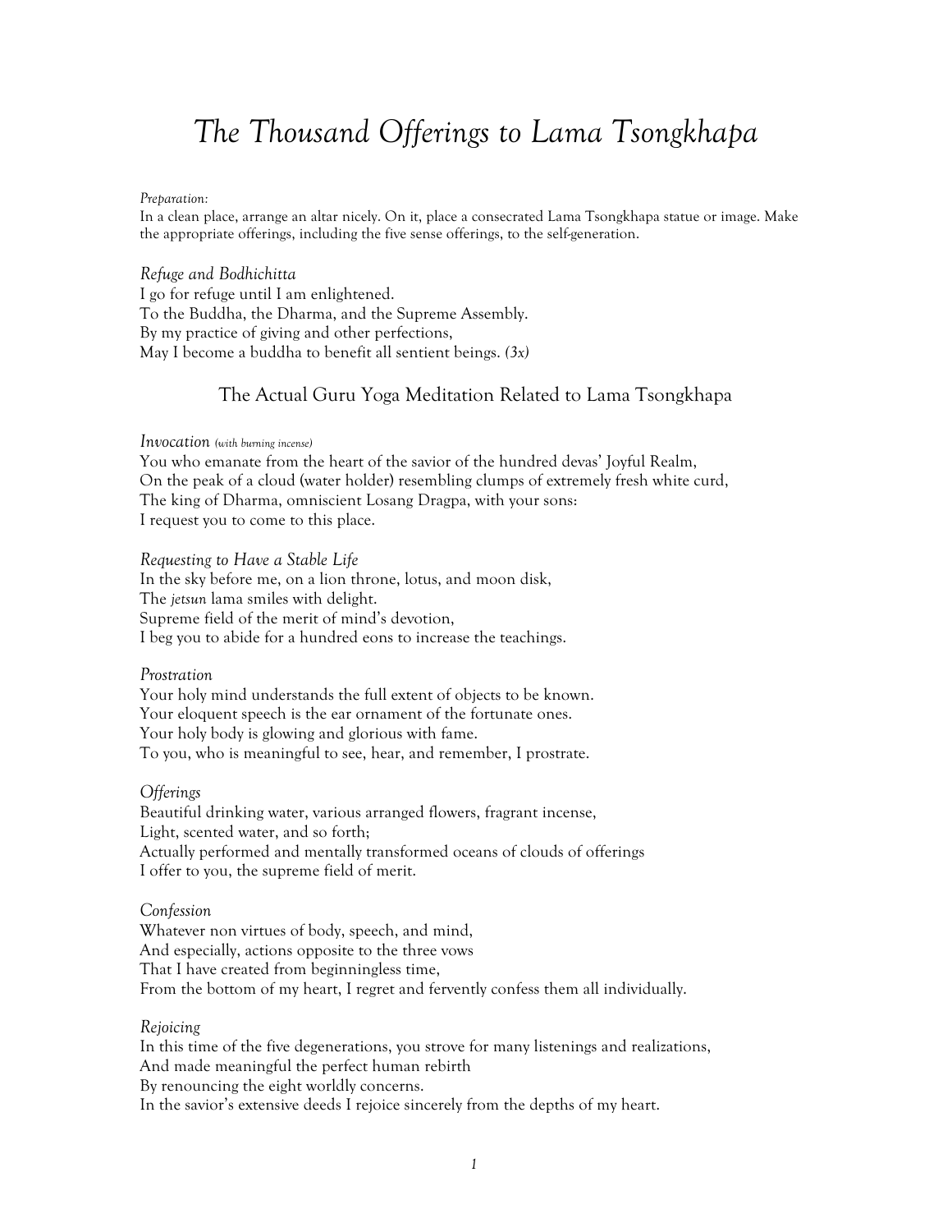# *The Thousand Offerings to Lama Tsongkhapa*

*Preparation:*
In a clean place, arrange an altar nicely. On it, place a consecrated Lama Tsongkhapa statue or image. Make the appropriate offerings, including the five sense offerings, to the self-generation.

*Refuge and Bodhichitta*
I go for refuge until I am enlightened.
To the Buddha, the Dharma, and the Supreme Assembly.
By my practice of giving and other perfections,
May I become a buddha to benefit all sentient beings. *(3x)*

## The Actual Guru Yoga Meditation Related to Lama Tsongkhapa

*Invocation (with burning incense)*
You who emanate from the heart of the savior of the hundred devas' Joyful Realm,
On the peak of a cloud (water holder) resembling clumps of extremely fresh white curd,
The king of Dharma, omniscient Losang Dragpa, with your sons:
I request you to come to this place.

*Requesting to Have a Stable Life*
In the sky before me, on a lion throne, lotus, and moon disk,
The *jetsun* lama smiles with delight.
Supreme field of the merit of mind's devotion,
I beg you to abide for a hundred eons to increase the teachings.

*Prostration*
Your holy mind understands the full extent of objects to be known.
Your eloquent speech is the ear ornament of the fortunate ones.
Your holy body is glowing and glorious with fame.
To you, who is meaningful to see, hear, and remember, I prostrate.

*Offerings*
Beautiful drinking water, various arranged flowers, fragrant incense,
Light, scented water, and so forth;
Actually performed and mentally transformed oceans of clouds of offerings
I offer to you, the supreme field of merit.

*Confession*
Whatever non virtues of body, speech, and mind,
And especially, actions opposite to the three vows
That I have created from beginningless time,
From the bottom of my heart, I regret and fervently confess them all individually.

*Rejoicing*
In this time of the five degenerations, you strove for many listenings and realizations,
And made meaningful the perfect human rebirth
By renouncing the eight worldly concerns.
In the savior's extensive deeds I rejoice sincerely from the depths of my heart.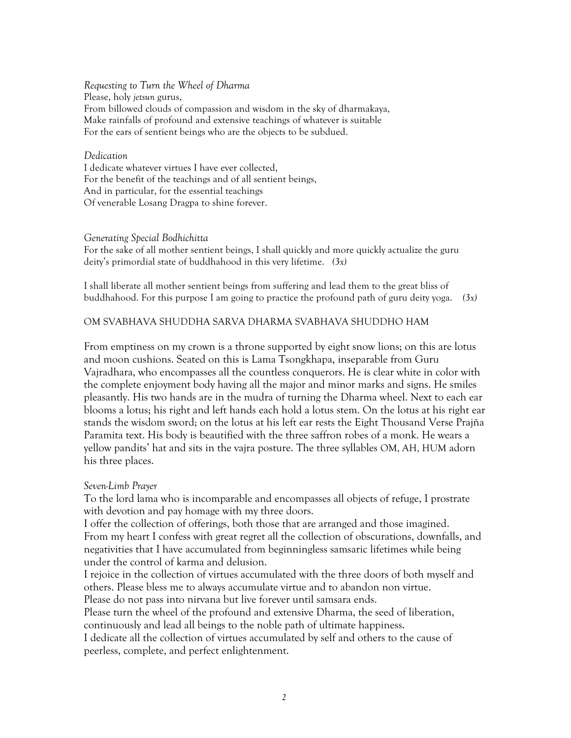*Requesting to Turn the Wheel of Dharma*

Please, holy *jetsun* gurus,
From billowed clouds of compassion and wisdom in the sky of dharmakaya,
Make rainfalls of profound and extensive teachings of whatever is suitable
For the ears of sentient beings who are the objects to be subdued.

*Dedication*

I dedicate whatever virtues I have ever collected,
For the benefit of the teachings and of all sentient beings,
And in particular, for the essential teachings
Of venerable Losang Dragpa to shine forever.

*Generating Special Bodhichitta*

For the sake of all mother sentient beings, I shall quickly and more quickly actualize the guru deity's primordial state of buddhahood in this very lifetime. *(3x)*

I shall liberate all mother sentient beings from suffering and lead them to the great bliss of buddhahood. For this purpose I am going to practice the profound path of guru deity yoga. *(3x)*

OM SVABHAVA SHUDDHA SARVA DHARMA SVABHAVA SHUDDHO HAM

From emptiness on my crown is a throne supported by eight snow lions; on this are lotus and moon cushions. Seated on this is Lama Tsongkhapa, inseparable from Guru Vajradhara, who encompasses all the countless conquerors. He is clear white in color with the complete enjoyment body having all the major and minor marks and signs. He smiles pleasantly. His two hands are in the mudra of turning the Dharma wheel. Next to each ear blooms a lotus; his right and left hands each hold a lotus stem. On the lotus at his right ear stands the wisdom sword; on the lotus at his left ear rests the Eight Thousand Verse Prajña Paramita text. His body is beautified with the three saffron robes of a monk. He wears a yellow pandits' hat and sits in the vajra posture. The three syllables OM, AH, HUM adorn his three places.

*Seven-Limb Prayer*

To the lord lama who is incomparable and encompasses all objects of refuge, I prostrate with devotion and pay homage with my three doors.
I offer the collection of offerings, both those that are arranged and those imagined.
From my heart I confess with great regret all the collection of obscurations, downfalls, and negativities that I have accumulated from beginningless samsaric lifetimes while being under the control of karma and delusion.
I rejoice in the collection of virtues accumulated with the three doors of both myself and others. Please bless me to always accumulate virtue and to abandon non virtue.
Please do not pass into nirvana but live forever until samsara ends.
Please turn the wheel of the profound and extensive Dharma, the seed of liberation, continuously and lead all beings to the noble path of ultimate happiness.
I dedicate all the collection of virtues accumulated by self and others to the cause of peerless, complete, and perfect enlightenment.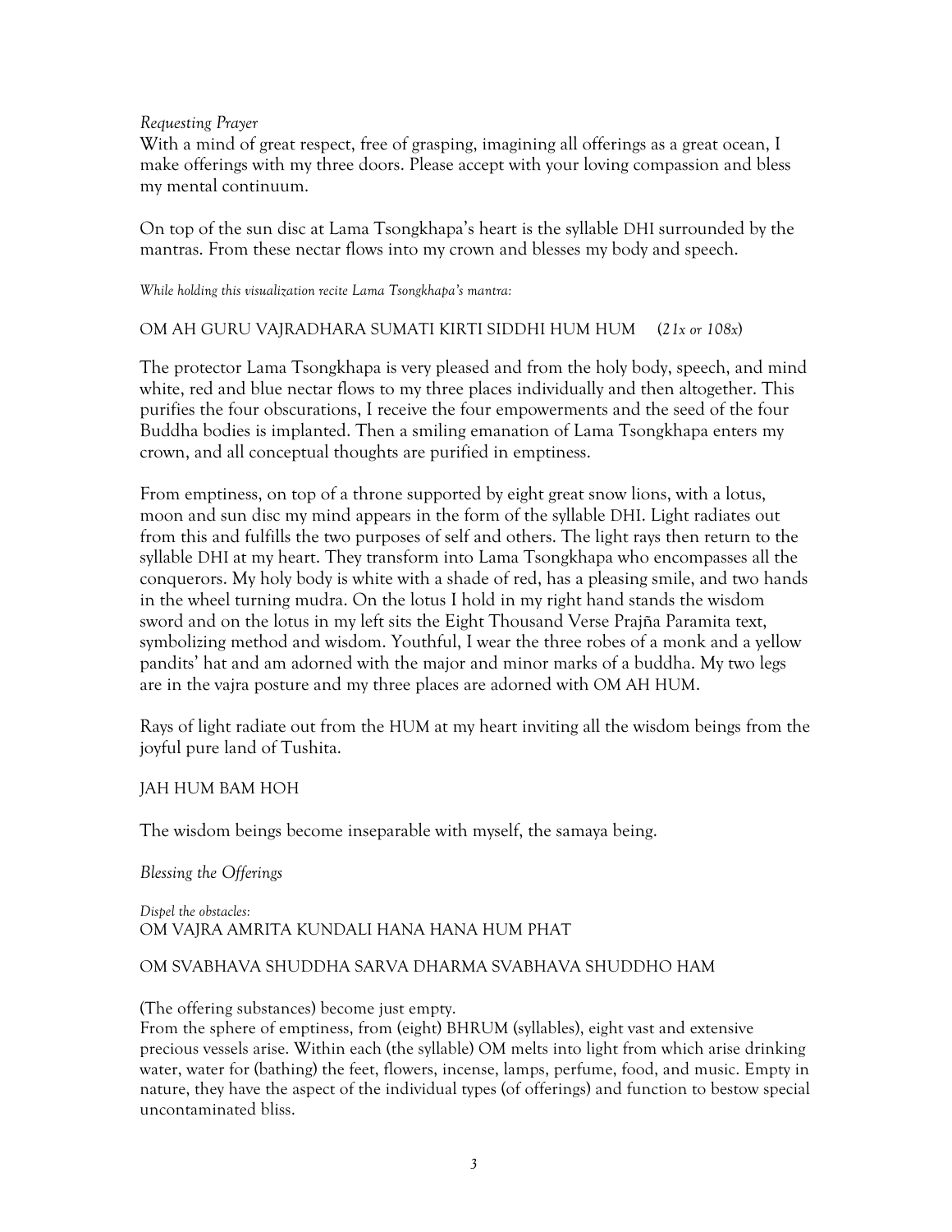*Requesting Prayer*

With a mind of great respect, free of grasping, imagining all offerings as a great ocean, I make offerings with my three doors. Please accept with your loving compassion and bless my mental continuum.

On top of the sun disc at Lama Tsongkhapa's heart is the syllable DHI surrounded by the mantras. From these nectar flows into my crown and blesses my body and speech.

*While holding this visualization recite Lama Tsongkhapa's mantra:*

OM AH GURU VAJRADHARA SUMATI KIRTI SIDDHI HUM HUM (*21x or 108x*)

The protector Lama Tsongkhapa is very pleased and from the holy body, speech, and mind white, red and blue nectar flows to my three places individually and then altogether. This purifies the four obscurations, I receive the four empowerments and the seed of the four Buddha bodies is implanted. Then a smiling emanation of Lama Tsongkhapa enters my crown, and all conceptual thoughts are purified in emptiness.

From emptiness, on top of a throne supported by eight great snow lions, with a lotus, moon and sun disc my mind appears in the form of the syllable DHI. Light radiates out from this and fulfills the two purposes of self and others. The light rays then return to the syllable DHI at my heart. They transform into Lama Tsongkhapa who encompasses all the conquerors. My holy body is white with a shade of red, has a pleasing smile, and two hands in the wheel turning mudra. On the lotus I hold in my right hand stands the wisdom sword and on the lotus in my left sits the Eight Thousand Verse Prajña Paramita text, symbolizing method and wisdom. Youthful, I wear the three robes of a monk and a yellow pandits' hat and am adorned with the major and minor marks of a buddha. My two legs are in the vajra posture and my three places are adorned with OM AH HUM.

Rays of light radiate out from the HUM at my heart inviting all the wisdom beings from the joyful pure land of Tushita.

JAH HUM BAM HOH

The wisdom beings become inseparable with myself, the samaya being.

*Blessing the Offerings*

*Dispel the obstacles:*
OM VAJRA AMRITA KUNDALI HANA HANA HUM PHAT

OM SVABHAVA SHUDDHA SARVA DHARMA SVABHAVA SHUDDHO HAM

(The offering substances) become just empty.
From the sphere of emptiness, from (eight) BHRUM (syllables), eight vast and extensive precious vessels arise. Within each (the syllable) OM melts into light from which arise drinking water, water for (bathing) the feet, flowers, incense, lamps, perfume, food, and music. Empty in nature, they have the aspect of the individual types (of offerings) and function to bestow special uncontaminated bliss.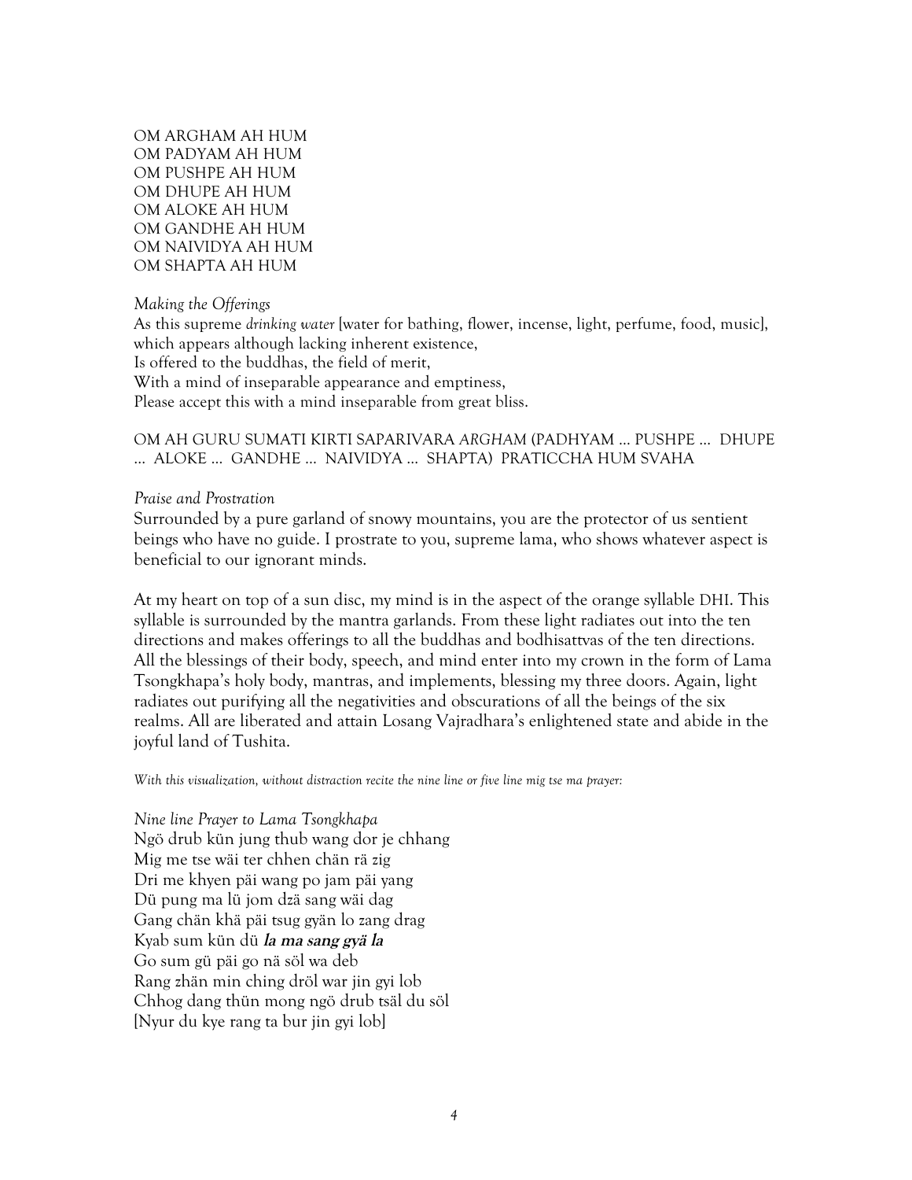OM ARGHAM AH HUM
OM PADYAM AH HUM
OM PUSHPE AH HUM
OM DHUPE AH HUM
OM ALOKE AH HUM
OM GANDHE AH HUM
OM NAIVIDYA AH HUM
OM SHAPTA AH HUM

*Making the Offerings*

As this supreme *drinking water* [water for bathing, flower, incense, light, perfume, food, music],
which appears although lacking inherent existence,
Is offered to the buddhas, the field of merit,
With a mind of inseparable appearance and emptiness,
Please accept this with a mind inseparable from great bliss.

OM AH GURU SUMATI KIRTI SAPARIVARA *ARGHAM* (PADHYAM ... PUSHPE ... DHUPE ... ALOKE ... GANDHE ... NAIVIDYA ... SHAPTA) PRATICCHA HUM SVAHA

*Praise and Prostration*

Surrounded by a pure garland of snowy mountains, you are the protector of us sentient beings who have no guide. I prostrate to you, supreme lama, who shows whatever aspect is beneficial to our ignorant minds.

At my heart on top of a sun disc, my mind is in the aspect of the orange syllable DHI. This syllable is surrounded by the mantra garlands. From these light radiates out into the ten directions and makes offerings to all the buddhas and bodhisattvas of the ten directions. All the blessings of their body, speech, and mind enter into my crown in the form of Lama Tsongkhapa's holy body, mantras, and implements, blessing my three doors. Again, light radiates out purifying all the negativities and obscurations of all the beings of the six realms. All are liberated and attain Losang Vajradhara's enlightened state and abide in the joyful land of Tushita.

*With this visualization, without distraction recite the nine line or five line mig tse ma prayer:*

*Nine line Prayer to Lama Tsongkhapa*

Ngö drub kün jung thub wang dor je chhang
Mig me tse wäi ter chhen chän rä zig
Dri me khyen päi wang po jam päi yang
Dü pung ma lü jom dzä sang wäi dag
Gang chän khä päi tsug gyän lo zang drag
Kyab sum kün dü ***la ma sang gyä la***
Go sum gü päi go nä söl wa deb
Rang zhän min ching dröl war jin gyi lob
Chhog dang thün mong ngö drub tsäl du söl
[Nyur du kye rang ta bur jin gyi lob]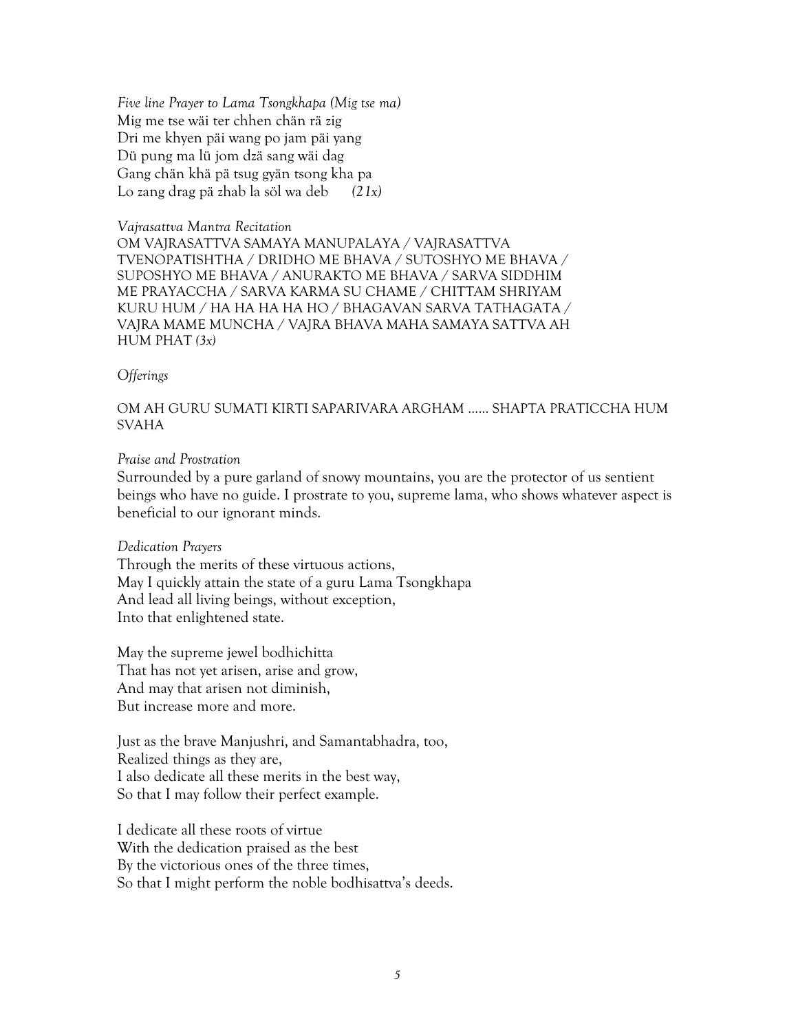*Five line Prayer to Lama Tsongkhapa (Mig tse ma)*
Mig me tse wäi ter chhen chän rä zig
Dri me khyen päi wang po jam päi yang
Dü pung ma lü jom dzä sang wäi dag
Gang chän khä pä tsug gyän tsong kha pa
Lo zang drag pä zhab la söl wa deb *(21x)*

*Vajrasattva Mantra Recitation*
OM VAJRASATTVA SAMAYA MANUPALAYA / VAJRASATTVA TVENOPATISHTHA / DRIDHO ME BHAVA / SUTOSHYO ME BHAVA / SUPOSHYO ME BHAVA / ANURAKTO ME BHAVA / SARVA SIDDHIM ME PRAYACCHA / SARVA KARMA SU CHAME / CHITTAM SHRIYAM KURU HUM / HA HA HA HA HO / BHAGAVAN SARVA TATHAGATA / VAJRA MAME MUNCHA / VAJRA BHAVA MAHA SAMAYA SATTVA AH HUM PHAT *(3x)*

*Offerings*

OM AH GURU SUMATI KIRTI SAPARIVARA ARGHAM …… SHAPTA PRATICCHA HUM SVAHA

*Praise and Prostration*
Surrounded by a pure garland of snowy mountains, you are the protector of us sentient beings who have no guide. I prostrate to you, supreme lama, who shows whatever aspect is beneficial to our ignorant minds.

*Dedication Prayers*
Through the merits of these virtuous actions,
May I quickly attain the state of a guru Lama Tsongkhapa
And lead all living beings, without exception,
Into that enlightened state.

May the supreme jewel bodhichitta
That has not yet arisen, arise and grow,
And may that arisen not diminish,
But increase more and more.

Just as the brave Manjushri, and Samantabhadra, too,
Realized things as they are,
I also dedicate all these merits in the best way,
So that I may follow their perfect example.

I dedicate all these roots of virtue
With the dedication praised as the best
By the victorious ones of the three times,
So that I might perform the noble bodhisattva's deeds.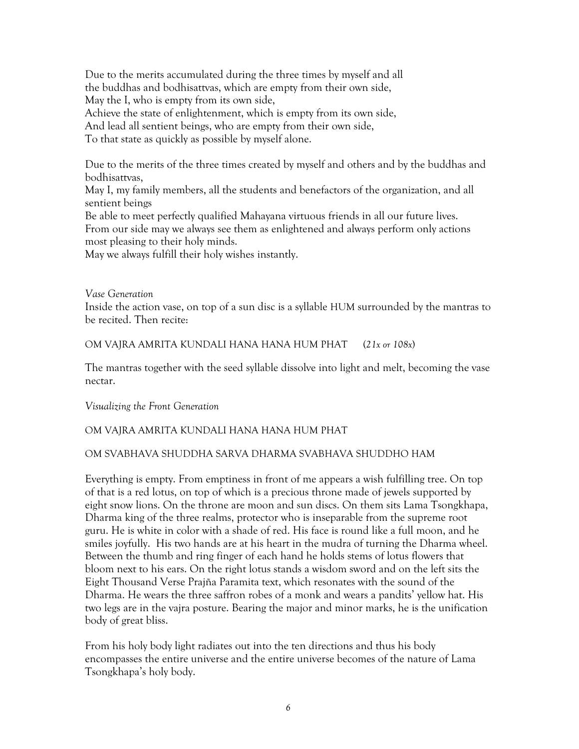Due to the merits accumulated during the three times by myself and all
the buddhas and bodhisattvas, which are empty from their own side,
May the I, who is empty from its own side,
Achieve the state of enlightenment, which is empty from its own side,
And lead all sentient beings, who are empty from their own side,
To that state as quickly as possible by myself alone.

Due to the merits of the three times created by myself and others and by the buddhas and bodhisattvas,
May I, my family members, all the students and benefactors of the organization, and all sentient beings
Be able to meet perfectly qualified Mahayana virtuous friends in all our future lives.
From our side may we always see them as enlightened and always perform only actions most pleasing to their holy minds.
May we always fulfill their holy wishes instantly.

*Vase Generation*

Inside the action vase, on top of a sun disc is a syllable HUM surrounded by the mantras to be recited. Then recite:

OM VAJRA AMRITA KUNDALI HANA HANA HUM PHAT (*21x or 108x*)

The mantras together with the seed syllable dissolve into light and melt, becoming the vase nectar.

*Visualizing the Front Generation*

OM VAJRA AMRITA KUNDALI HANA HANA HUM PHAT

OM SVABHAVA SHUDDHA SARVA DHARMA SVABHAVA SHUDDHO HAM

Everything is empty. From emptiness in front of me appears a wish fulfilling tree. On top of that is a red lotus, on top of which is a precious throne made of jewels supported by eight snow lions. On the throne are moon and sun discs. On them sits Lama Tsongkhapa, Dharma king of the three realms, protector who is inseparable from the supreme root guru. He is white in color with a shade of red. His face is round like a full moon, and he smiles joyfully. His two hands are at his heart in the mudra of turning the Dharma wheel. Between the thumb and ring finger of each hand he holds stems of lotus flowers that bloom next to his ears. On the right lotus stands a wisdom sword and on the left sits the Eight Thousand Verse Prajña Paramita text, which resonates with the sound of the Dharma. He wears the three saffron robes of a monk and wears a pandits' yellow hat. His two legs are in the vajra posture. Bearing the major and minor marks, he is the unification body of great bliss.

From his holy body light radiates out into the ten directions and thus his body encompasses the entire universe and the entire universe becomes of the nature of Lama Tsongkhapa's holy body.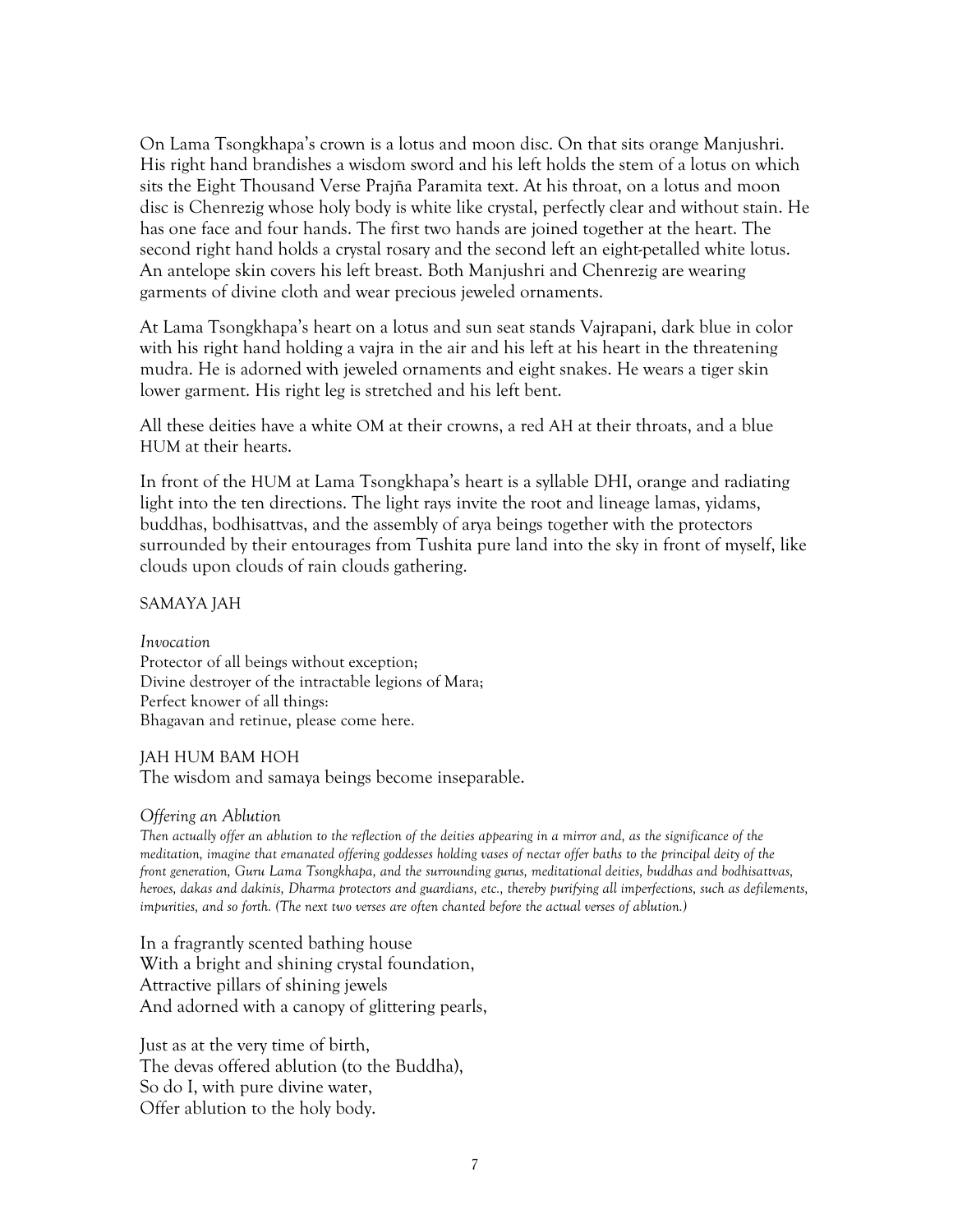On Lama Tsongkhapa's crown is a lotus and moon disc. On that sits orange Manjushri. His right hand brandishes a wisdom sword and his left holds the stem of a lotus on which sits the Eight Thousand Verse Prajña Paramita text. At his throat, on a lotus and moon disc is Chenrezig whose holy body is white like crystal, perfectly clear and without stain. He has one face and four hands. The first two hands are joined together at the heart. The second right hand holds a crystal rosary and the second left an eight-petalled white lotus. An antelope skin covers his left breast. Both Manjushri and Chenrezig are wearing garments of divine cloth and wear precious jeweled ornaments.

At Lama Tsongkhapa's heart on a lotus and sun seat stands Vajrapani, dark blue in color with his right hand holding a vajra in the air and his left at his heart in the threatening mudra. He is adorned with jeweled ornaments and eight snakes. He wears a tiger skin lower garment. His right leg is stretched and his left bent.

All these deities have a white OM at their crowns, a red AH at their throats, and a blue HUM at their hearts.

In front of the HUM at Lama Tsongkhapa's heart is a syllable DHI, orange and radiating light into the ten directions. The light rays invite the root and lineage lamas, yidams, buddhas, bodhisattvas, and the assembly of arya beings together with the protectors surrounded by their entourages from Tushita pure land into the sky in front of myself, like clouds upon clouds of rain clouds gathering.

SAMAYA JAH

*Invocation*

Protector of all beings without exception;
Divine destroyer of the intractable legions of Mara;
Perfect knower of all things:
Bhagavan and retinue, please come here.

JAH HUM BAM HOH
The wisdom and samaya beings become inseparable.

*Offering an Ablution*

*Then actually offer an ablution to the reflection of the deities appearing in a mirror and, as the significance of the meditation, imagine that emanated offering goddesses holding vases of nectar offer baths to the principal deity of the front generation, Guru Lama Tsongkhapa, and the surrounding gurus, meditational deities, buddhas and bodhisattvas, heroes, dakas and dakinis, Dharma protectors and guardians, etc., thereby purifying all imperfections, such as defilements, impurities, and so forth. (The next two verses are often chanted before the actual verses of ablution.)*

In a fragrantly scented bathing house
With a bright and shining crystal foundation,
Attractive pillars of shining jewels
And adorned with a canopy of glittering pearls,

Just as at the very time of birth,
The devas offered ablution (to the Buddha),
So do I, with pure divine water,
Offer ablution to the holy body.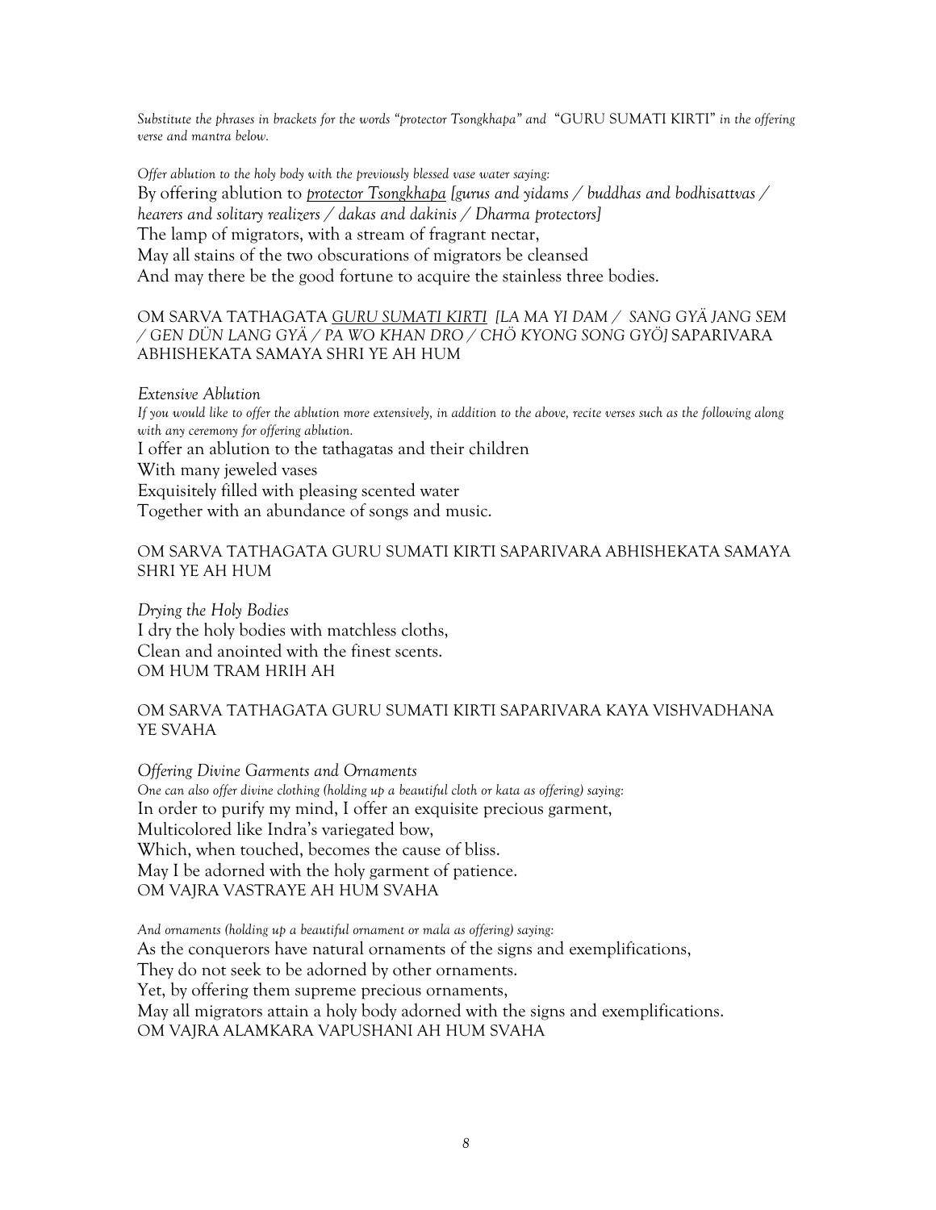*Substitute the phrases in brackets for the words "protector Tsongkhapa" and* "GURU SUMATI KIRTI" *in the offering verse and mantra below.*

*Offer ablution to the holy body with the previously blessed vase water saying:*

By offering ablution to <u>*protector Tsongkhapa*</u> *[gurus and yidams / buddhas and bodhisattvas / hearers and solitary realizers / dakas and dakinis / Dharma protectors]*
The lamp of migrators, with a stream of fragrant nectar,
May all stains of the two obscurations of migrators be cleansed
And may there be the good fortune to acquire the stainless three bodies.

OM SARVA TATHAGATA <u>*GURU SUMATI KIRTI*</u> *[LA MA YI DAM / SANG GYÄ JANG SEM / GEN DÜN LANG GYÄ / PA WO KHAN DRO / CHÖ KYONG SONG GYÖ]* SAPARIVARA ABHISHEKATA SAMAYA SHRI YE AH HUM

*Extensive Ablution*

*If you would like to offer the ablution more extensively, in addition to the above, recite verses such as the following along with any ceremony for offering ablution.*

I offer an ablution to the tathagatas and their children
With many jeweled vases
Exquisitely filled with pleasing scented water
Together with an abundance of songs and music.

OM SARVA TATHAGATA GURU SUMATI KIRTI SAPARIVARA ABHISHEKATA SAMAYA SHRI YE AH HUM

*Drying the Holy Bodies*

I dry the holy bodies with matchless cloths,
Clean and anointed with the finest scents.
OM HUM TRAM HRIH AH

OM SARVA TATHAGATA GURU SUMATI KIRTI SAPARIVARA KAYA VISHVADHANA YE SVAHA

*Offering Divine Garments and Ornaments*

*One can also offer divine clothing (holding up a beautiful cloth or kata as offering) saying:*

In order to purify my mind, I offer an exquisite precious garment,
Multicolored like Indra's variegated bow,
Which, when touched, becomes the cause of bliss.
May I be adorned with the holy garment of patience.
OM VAJRA VASTRAYE AH HUM SVAHA

*And ornaments (holding up a beautiful ornament or mala as offering) saying:*

As the conquerors have natural ornaments of the signs and exemplifications,
They do not seek to be adorned by other ornaments.
Yet, by offering them supreme precious ornaments,
May all migrators attain a holy body adorned with the signs and exemplifications.
OM VAJRA ALAMKARA VAPUSHANI AH HUM SVAHA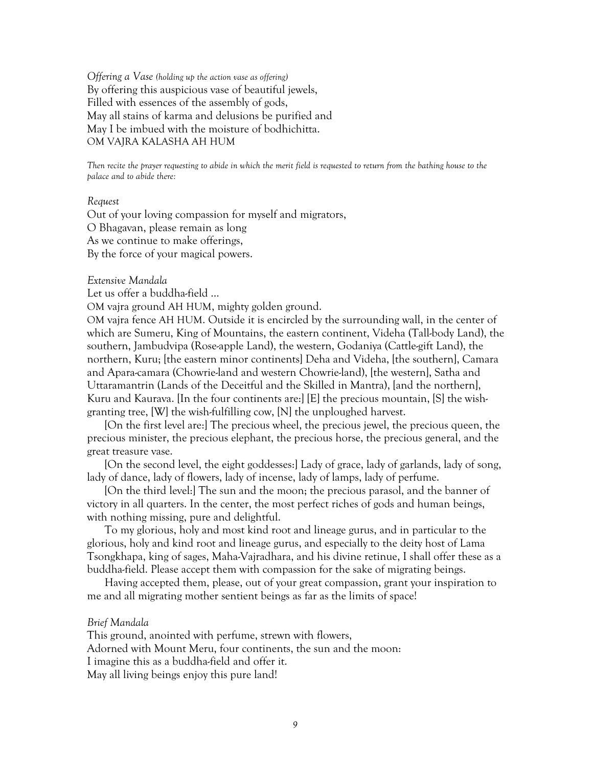*Offering a Vase (holding up the action vase as offering)*
By offering this auspicious vase of beautiful jewels,
Filled with essences of the assembly of gods,
May all stains of karma and delusions be purified and
May I be imbued with the moisture of bodhichitta.
OM VAJRA KALASHA AH HUM

*Then recite the prayer requesting to abide in which the merit field is requested to return from the bathing house to the palace and to abide there:*

*Request*
Out of your loving compassion for myself and migrators,
O Bhagavan, please remain as long
As we continue to make offerings,
By the force of your magical powers.

*Extensive Mandala*
Let us offer a buddha-field ...
OM vajra ground AH HUM, mighty golden ground.
OM vajra fence AH HUM. Outside it is encircled by the surrounding wall, in the center of which are Sumeru, King of Mountains, the eastern continent, Videha (Tall-body Land), the southern, Jambudvipa (Rose-apple Land), the western, Godaniya (Cattle-gift Land), the northern, Kuru; [the eastern minor continents] Deha and Videha, [the southern], Camara and Apara-camara (Chowrie-land and western Chowrie-land), [the western], Satha and Uttaramantrin (Lands of the Deceitful and the Skilled in Mantra), [and the northern], Kuru and Kaurava. [In the four continents are:] [E] the precious mountain, [S] the wish-granting tree, [W] the wish-fulfilling cow, [N] the unploughed harvest.

[On the first level are:] The precious wheel, the precious jewel, the precious queen, the precious minister, the precious elephant, the precious horse, the precious general, and the great treasure vase.

[On the second level, the eight goddesses:] Lady of grace, lady of garlands, lady of song, lady of dance, lady of flowers, lady of incense, lady of lamps, lady of perfume.

[On the third level:] The sun and the moon; the precious parasol, and the banner of victory in all quarters. In the center, the most perfect riches of gods and human beings, with nothing missing, pure and delightful.

To my glorious, holy and most kind root and lineage gurus, and in particular to the glorious, holy and kind root and lineage gurus, and especially to the deity host of Lama Tsongkhapa, king of sages, Maha-Vajradhara, and his divine retinue, I shall offer these as a buddha-field. Please accept them with compassion for the sake of migrating beings.

Having accepted them, please, out of your great compassion, grant your inspiration to me and all migrating mother sentient beings as far as the limits of space!

*Brief Mandala*
This ground, anointed with perfume, strewn with flowers,
Adorned with Mount Meru, four continents, the sun and the moon:
I imagine this as a buddha-field and offer it.
May all living beings enjoy this pure land!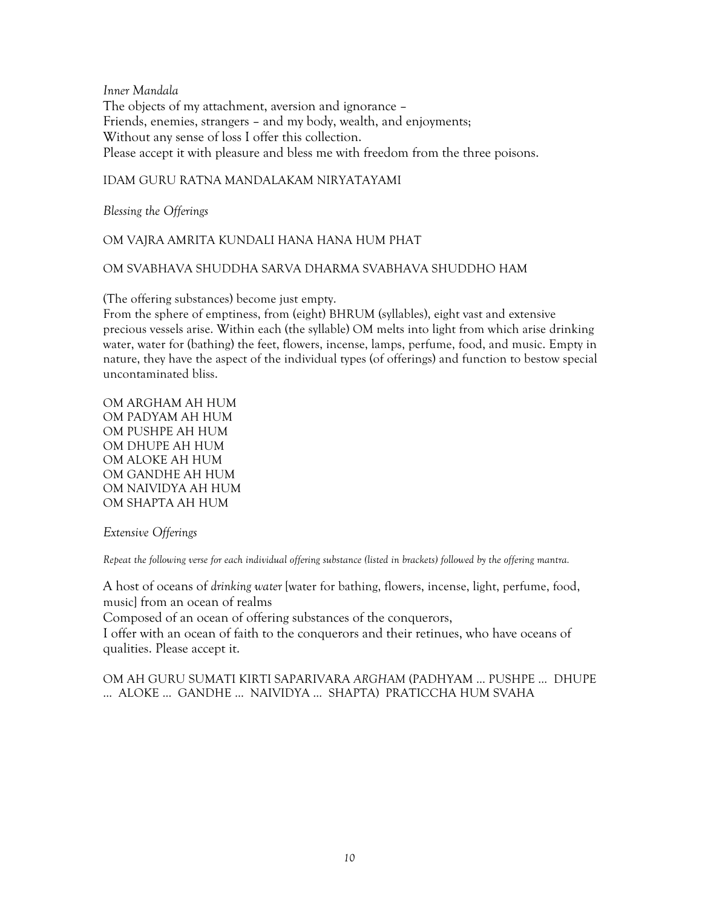*Inner Mandala*

The objects of my attachment, aversion and ignorance –
Friends, enemies, strangers – and my body, wealth, and enjoyments;
Without any sense of loss I offer this collection.
Please accept it with pleasure and bless me with freedom from the three poisons.

IDAM GURU RATNA MANDALAKAM NIRYATAYAMI

*Blessing the Offerings*

OM VAJRA AMRITA KUNDALI HANA HANA HUM PHAT

OM SVABHAVA SHUDDHA SARVA DHARMA SVABHAVA SHUDDHO HAM

(The offering substances) become just empty.
From the sphere of emptiness, from (eight) BHRUM (syllables), eight vast and extensive precious vessels arise. Within each (the syllable) OM melts into light from which arise drinking water, water for (bathing) the feet, flowers, incense, lamps, perfume, food, and music. Empty in nature, they have the aspect of the individual types (of offerings) and function to bestow special uncontaminated bliss.

OM ARGHAM AH HUM
OM PADYAM AH HUM
OM PUSHPE AH HUM
OM DHUPE AH HUM
OM ALOKE AH HUM
OM GANDHE AH HUM
OM NAIVIDYA AH HUM
OM SHAPTA AH HUM

*Extensive Offerings*

*Repeat the following verse for each individual offering substance (listed in brackets) followed by the offering mantra.*

A host of oceans of *drinking water* [water for bathing, flowers, incense, light, perfume, food, music] from an ocean of realms
Composed of an ocean of offering substances of the conquerors,
I offer with an ocean of faith to the conquerors and their retinues, who have oceans of qualities. Please accept it.

OM AH GURU SUMATI KIRTI SAPARIVARA *ARGHAM* (PADHYAM ... PUSHPE ... DHUPE ... ALOKE ... GANDHE ... NAIVIDYA ... SHAPTA) PRATICCHA HUM SVAHA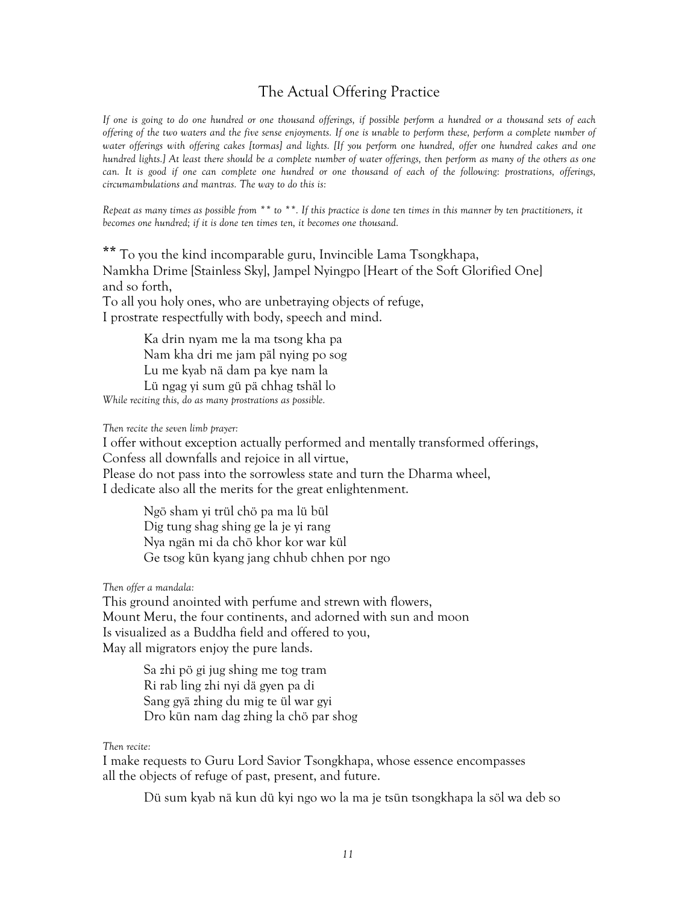## The Actual Offering Practice

*If one is going to do one hundred or one thousand offerings, if possible perform a hundred or a thousand sets of each offering of the two waters and the five sense enjoyments. If one is unable to perform these, perform a complete number of water offerings with offering cakes [tormas] and lights. [If you perform one hundred, offer one hundred cakes and one hundred lights.] At least there should be a complete number of water offerings, then perform as many of the others as one can. It is good if one can complete one hundred or one thousand of each of the following: prostrations, offerings, circumambulations and mantras. The way to do this is:*

*Repeat as many times as possible from ** to **. If this practice is done ten times in this manner by ten practitioners, it becomes one hundred; if it is done ten times ten, it becomes one thousand.*

** To you the kind incomparable guru, Invincible Lama Tsongkhapa,
Namkha Drime [Stainless Sky], Jampel Nyingpo [Heart of the Soft Glorified One] and so forth,
To all you holy ones, who are unbetraying objects of refuge,
I prostrate respectfully with body, speech and mind.

> Ka drin nyam me la ma tsong kha pa
> Nam kha dri me jam päl nying po sog
> Lu me kyab nä dam pa kye nam la
> Lü ngag yi sum gü pä chhag tshäl lo

*While reciting this, do as many prostrations as possible.*

*Then recite the seven limb prayer:*

I offer without exception actually performed and mentally transformed offerings,
Confess all downfalls and rejoice in all virtue,
Please do not pass into the sorrowless state and turn the Dharma wheel,
I dedicate also all the merits for the great enlightenment.

> Ngö sham yi trül chö pa ma lü bül
> Dig tung shag shing ge la je yi rang
> Nya ngän mi da chö khor kor war kül
> Ge tsog kün kyang jang chhub chhen por ngo

*Then offer a mandala:*

This ground anointed with perfume and strewn with flowers,
Mount Meru, the four continents, and adorned with sun and moon
Is visualized as a Buddha field and offered to you,
May all migrators enjoy the pure lands.

> Sa zhi pö gi jug shing me tog tram
> Ri rab ling zhi nyi dä gyen pa di
> Sang gyä zhing du mig te ül war gyi
> Dro kün nam dag zhing la chö par shog

*Then recite:*

I make requests to Guru Lord Savior Tsongkhapa, whose essence encompasses all the objects of refuge of past, present, and future.

> Dü sum kyab nä kun dü kyi ngo wo la ma je tsün tsongkhapa la söl wa deb so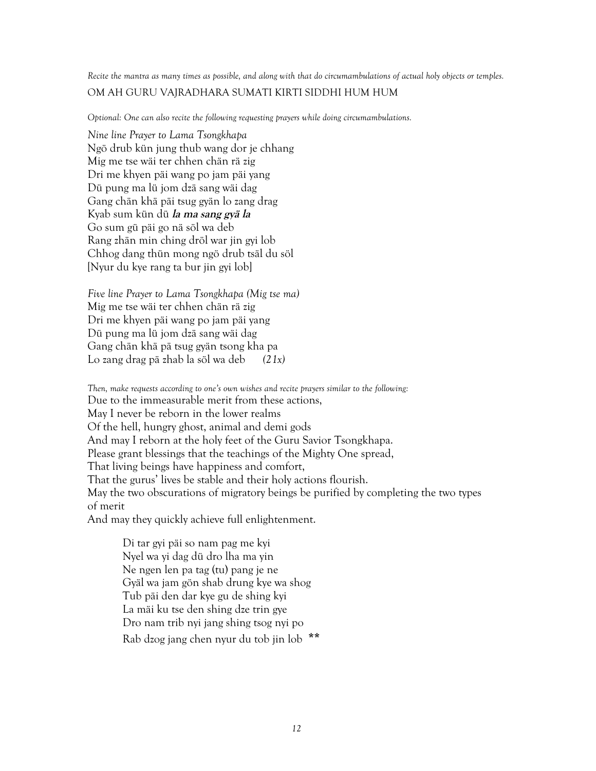*Recite the mantra as many times as possible, and along with that do circumambulations of actual holy objects or temples.*

OM AH GURU VAJRADHARA SUMATI KIRTI SIDDHI HUM HUM

*Optional: One can also recite the following requesting prayers while doing circumambulations.*

*Nine line Prayer to Lama Tsongkhapa*
Ngö drub kün jung thub wang dor je chhang
Mig me tse wäi ter chhen chän rä zig
Dri me khyen päi wang po jam päi yang
Dü pung ma lü jom dzä sang wäi dag
Gang chän khä päi tsug gyän lo zang drag
Kyab sum kün dü **la ma sang gyä la**
Go sum gü päi go nä söl wa deb
Rang zhän min ching dröl war jin gyi lob
Chhog dang thün mong ngö drub tsäl du söl
[Nyur du kye rang ta bur jin gyi lob]

*Five line Prayer to Lama Tsongkhapa (Mig tse ma)*
Mig me tse wäi ter chhen chän rä zig
Dri me khyen päi wang po jam päi yang
Dü pung ma lü jom dzä sang wäi dag
Gang chän khä pä tsug gyän tsong kha pa
Lo zang drag pä zhab la söl wa deb *(21x)*

*Then, make requests according to one's own wishes and recite prayers similar to the following:*
Due to the immeasurable merit from these actions,
May I never be reborn in the lower realms
Of the hell, hungry ghost, animal and demi gods
And may I reborn at the holy feet of the Guru Savior Tsongkhapa.
Please grant blessings that the teachings of the Mighty One spread,
That living beings have happiness and comfort,
That the gurus' lives be stable and their holy actions flourish.
May the two obscurations of migratory beings be purified by completing the two types of merit
And may they quickly achieve full enlightenment.

Di tar gyi päi so nam pag me kyi
Nyel wa yi dag dü dro lha ma yin
Ne ngen len pa tag (tu) pang je ne
Gyäl wa jam gön shab drung kye wa shog
Tub päi den dar kye gu de shing kyi
La mäi ku tse den shing dze trin gye
Dro nam trib nyi jang shing tsog nyi po
Rab dzog jang chen nyur du tob jin lob **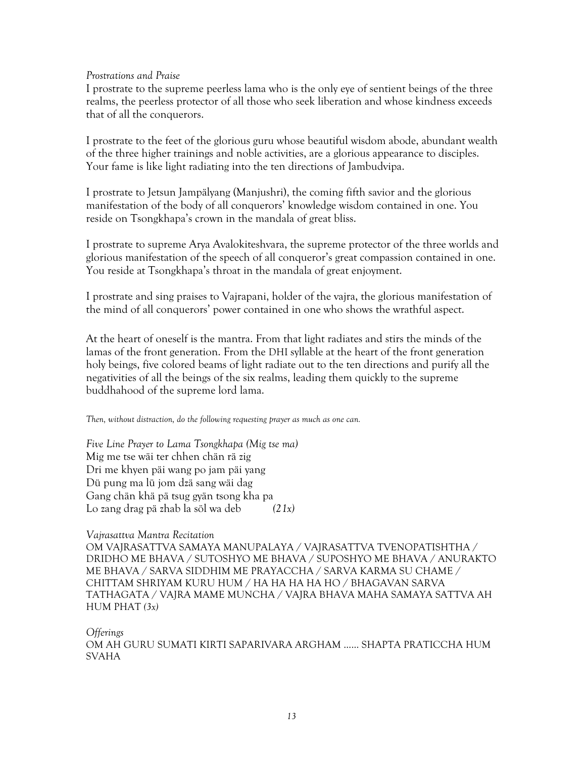*Prostrations and Praise*

I prostrate to the supreme peerless lama who is the only eye of sentient beings of the three realms, the peerless protector of all those who seek liberation and whose kindness exceeds that of all the conquerors.

I prostrate to the feet of the glorious guru whose beautiful wisdom abode, abundant wealth of the three higher trainings and noble activities, are a glorious appearance to disciples. Your fame is like light radiating into the ten directions of Jambudvipa.

I prostrate to Jetsun Jampälyang (Manjushri), the coming fifth savior and the glorious manifestation of the body of all conquerors' knowledge wisdom contained in one. You reside on Tsongkhapa's crown in the mandala of great bliss.

I prostrate to supreme Arya Avalokiteshvara, the supreme protector of the three worlds and glorious manifestation of the speech of all conqueror's great compassion contained in one. You reside at Tsongkhapa's throat in the mandala of great enjoyment.

I prostrate and sing praises to Vajrapani, holder of the vajra, the glorious manifestation of the mind of all conquerors' power contained in one who shows the wrathful aspect.

At the heart of oneself is the mantra. From that light radiates and stirs the minds of the lamas of the front generation. From the DHI syllable at the heart of the front generation holy beings, five colored beams of light radiate out to the ten directions and purify all the negativities of all the beings of the six realms, leading them quickly to the supreme buddhahood of the supreme lord lama.

*Then, without distraction, do the following requesting prayer as much as one can.*

*Five Line Prayer to Lama Tsongkhapa (Mig tse ma)*
Mig me tse wäi ter chhen chän rä zig
Dri me khyen päi wang po jam päi yang
Dü pung ma lü jom dzä sang wäi dag
Gang chän khä pä tsug gyän tsong kha pa
Lo zang drag pä zhab la söl wa deb *(21x)*

*Vajrasattva Mantra Recitation*
OM VAJRASATTVA SAMAYA MANUPALAYA / VAJRASATTVA TVENOPATISHTHA / DRIDHO ME BHAVA / SUTOSHYO ME BHAVA / SUPOSHYO ME BHAVA / ANURAKTO ME BHAVA / SARVA SIDDHIM ME PRAYACCHA / SARVA KARMA SU CHAME / CHITTAM SHRIYAM KURU HUM / HA HA HA HA HO / BHAGAVAN SARVA TATHAGATA / VAJRA MAME MUNCHA / VAJRA BHAVA MAHA SAMAYA SATTVA AH HUM PHAT *(3x)*

*Offerings*
OM AH GURU SUMATI KIRTI SAPARIVARA ARGHAM ...... SHAPTA PRATICCHA HUM SVAHA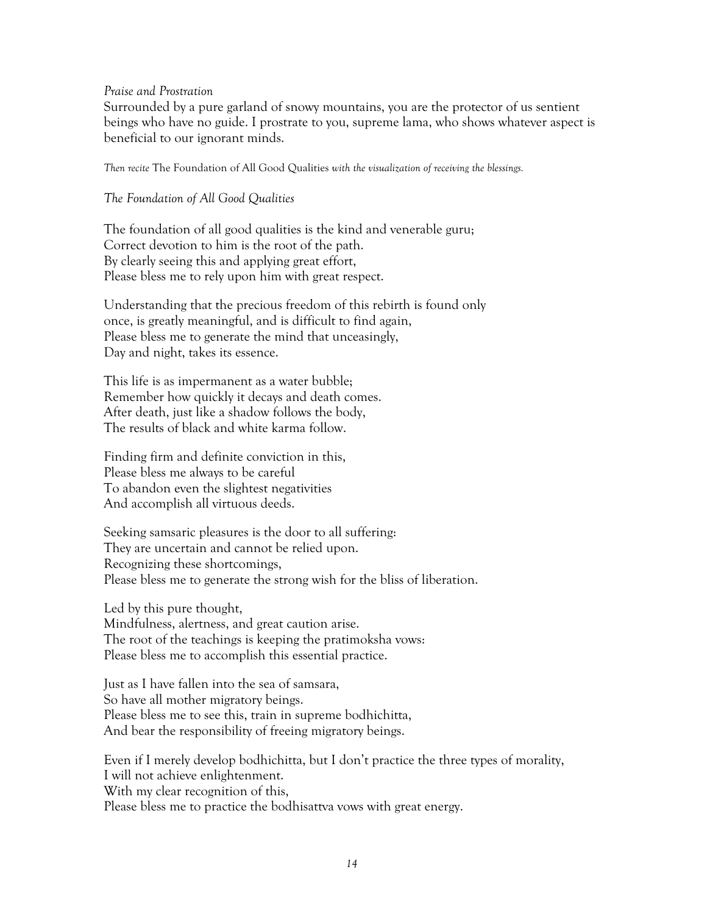*Praise and Prostration*

Surrounded by a pure garland of snowy mountains, you are the protector of us sentient beings who have no guide. I prostrate to you, supreme lama, who shows whatever aspect is beneficial to our ignorant minds.

*Then recite* The Foundation of All Good Qualities *with the visualization of receiving the blessings.*

*The Foundation of All Good Qualities*

The foundation of all good qualities is the kind and venerable guru;
Correct devotion to him is the root of the path.
By clearly seeing this and applying great effort,
Please bless me to rely upon him with great respect.

Understanding that the precious freedom of this rebirth is found only once, is greatly meaningful, and is difficult to find again,
Please bless me to generate the mind that unceasingly,
Day and night, takes its essence.

This life is as impermanent as a water bubble;
Remember how quickly it decays and death comes.
After death, just like a shadow follows the body,
The results of black and white karma follow.

Finding firm and definite conviction in this,
Please bless me always to be careful
To abandon even the slightest negativities
And accomplish all virtuous deeds.

Seeking samsaric pleasures is the door to all suffering:
They are uncertain and cannot be relied upon.
Recognizing these shortcomings,
Please bless me to generate the strong wish for the bliss of liberation.

Led by this pure thought,
Mindfulness, alertness, and great caution arise.
The root of the teachings is keeping the pratimoksha vows:
Please bless me to accomplish this essential practice.

Just as I have fallen into the sea of samsara,
So have all mother migratory beings.
Please bless me to see this, train in supreme bodhichitta,
And bear the responsibility of freeing migratory beings.

Even if I merely develop bodhichitta, but I don't practice the three types of morality,
I will not achieve enlightenment.
With my clear recognition of this,
Please bless me to practice the bodhisattva vows with great energy.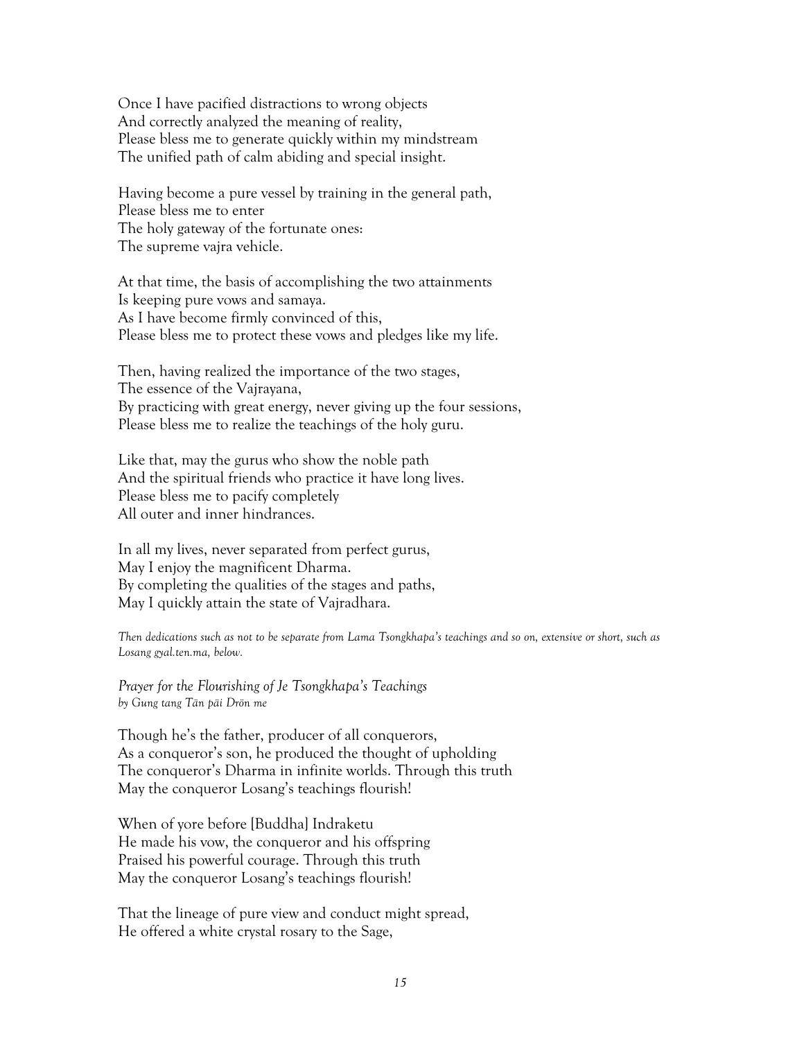Once I have pacified distractions to wrong objects
And correctly analyzed the meaning of reality,
Please bless me to generate quickly within my mindstream
The unified path of calm abiding and special insight.

Having become a pure vessel by training in the general path,
Please bless me to enter
The holy gateway of the fortunate ones:
The supreme vajra vehicle.

At that time, the basis of accomplishing the two attainments
Is keeping pure vows and samaya.
As I have become firmly convinced of this,
Please bless me to protect these vows and pledges like my life.

Then, having realized the importance of the two stages,
The essence of the Vajrayana,
By practicing with great energy, never giving up the four sessions,
Please bless me to realize the teachings of the holy guru.

Like that, may the gurus who show the noble path
And the spiritual friends who practice it have long lives.
Please bless me to pacify completely
All outer and inner hindrances.

In all my lives, never separated from perfect gurus,
May I enjoy the magnificent Dharma.
By completing the qualities of the stages and paths,
May I quickly attain the state of Vajradhara.

*Then dedications such as not to be separate from Lama Tsongkhapa's teachings and so on, extensive or short, such as Losang gyal.ten.ma, below.*

*Prayer for the Flourishing of Je Tsongkhapa's Teachings*
*by Gung tang Tän päi Drön me*

Though he's the father, producer of all conquerors,
As a conqueror's son, he produced the thought of upholding
The conqueror's Dharma in infinite worlds. Through this truth
May the conqueror Losang's teachings flourish!

When of yore before [Buddha] Indraketu
He made his vow, the conqueror and his offspring
Praised his powerful courage. Through this truth
May the conqueror Losang's teachings flourish!

That the lineage of pure view and conduct might spread,
He offered a white crystal rosary to the Sage,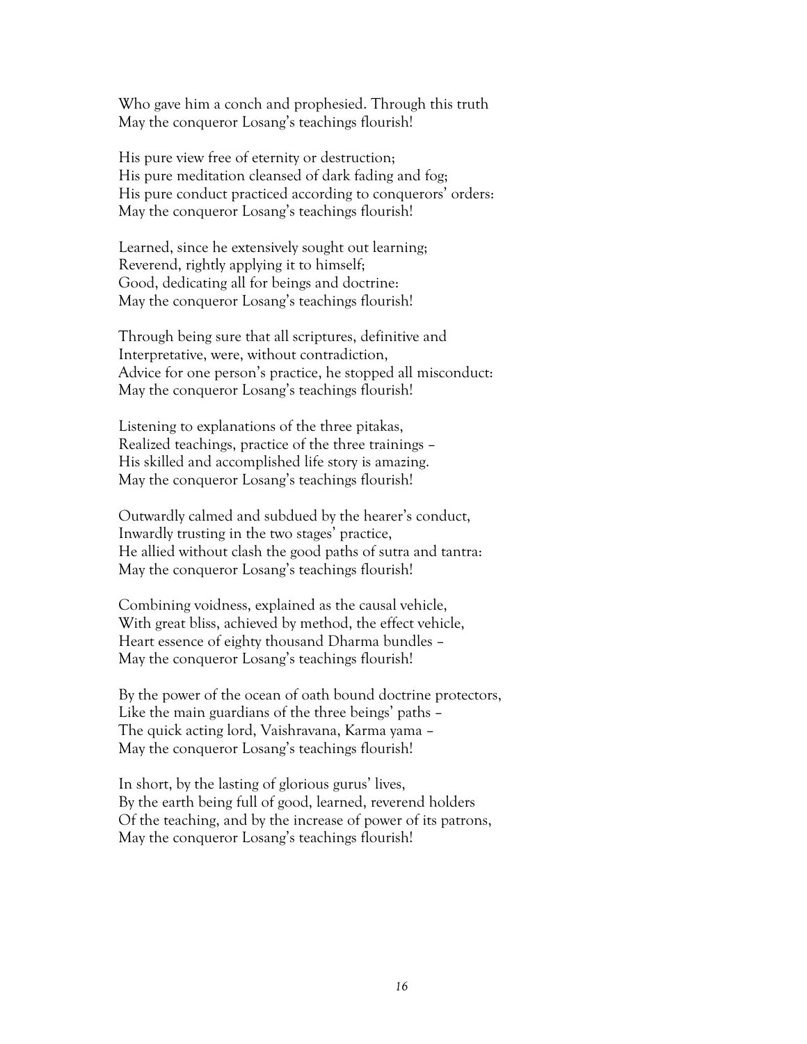Who gave him a conch and prophesied. Through this truth
May the conqueror Losang's teachings flourish!

His pure view free of eternity or destruction;
His pure meditation cleansed of dark fading and fog;
His pure conduct practiced according to conquerors' orders:
May the conqueror Losang's teachings flourish!

Learned, since he extensively sought out learning;
Reverend, rightly applying it to himself;
Good, dedicating all for beings and doctrine:
May the conqueror Losang's teachings flourish!

Through being sure that all scriptures, definitive and
Interpretative, were, without contradiction,
Advice for one person's practice, he stopped all misconduct:
May the conqueror Losang's teachings flourish!

Listening to explanations of the three pitakas,
Realized teachings, practice of the three trainings –
His skilled and accomplished life story is amazing.
May the conqueror Losang's teachings flourish!

Outwardly calmed and subdued by the hearer's conduct,
Inwardly trusting in the two stages' practice,
He allied without clash the good paths of sutra and tantra:
May the conqueror Losang's teachings flourish!

Combining voidness, explained as the causal vehicle,
With great bliss, achieved by method, the effect vehicle,
Heart essence of eighty thousand Dharma bundles –
May the conqueror Losang's teachings flourish!

By the power of the ocean of oath bound doctrine protectors,
Like the main guardians of the three beings' paths –
The quick acting lord, Vaishravana, Karma yama –
May the conqueror Losang's teachings flourish!

In short, by the lasting of glorious gurus' lives,
By the earth being full of good, learned, reverend holders
Of the teaching, and by the increase of power of its patrons,
May the conqueror Losang's teachings flourish!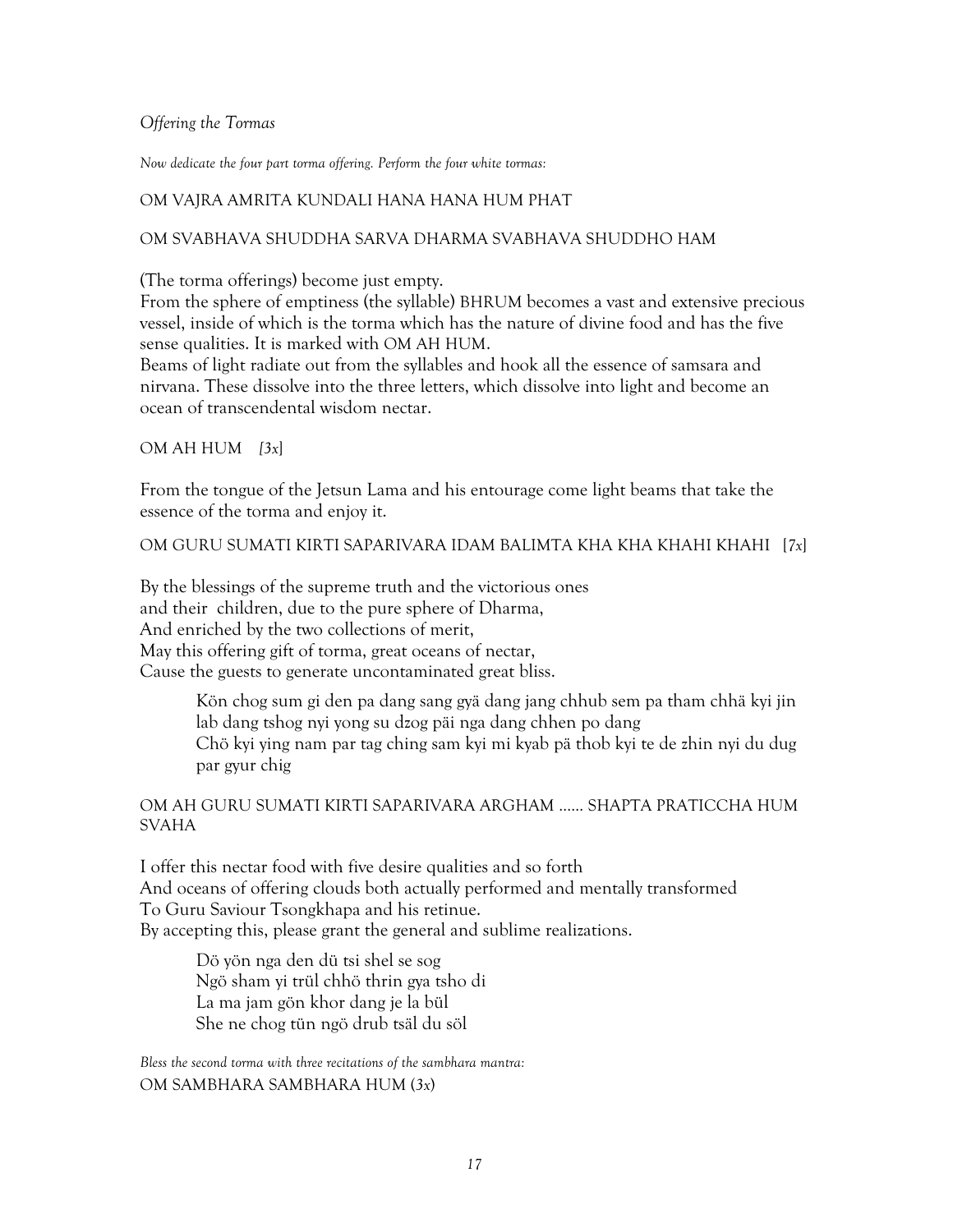*Offering the Tormas*

*Now dedicate the four part torma offering. Perform the four white tormas:*

OM VAJRA AMRITA KUNDALI HANA HANA HUM PHAT

OM SVABHAVA SHUDDHA SARVA DHARMA SVABHAVA SHUDDHO HAM

(The torma offerings) become just empty.
From the sphere of emptiness (the syllable) BHRUM becomes a vast and extensive precious vessel, inside of which is the torma which has the nature of divine food and has the five sense qualities. It is marked with OM AH HUM.
Beams of light radiate out from the syllables and hook all the essence of samsara and nirvana. These dissolve into the three letters, which dissolve into light and become an ocean of transcendental wisdom nectar.

OM AH HUM *[3x]*

From the tongue of the Jetsun Lama and his entourage come light beams that take the essence of the torma and enjoy it.

OM GURU SUMATI KIRTI SAPARIVARA IDAM BALIMTA KHA KHA KHAHI KHAHI [*7x*]

By the blessings of the supreme truth and the victorious ones
and their children, due to the pure sphere of Dharma,
And enriched by the two collections of merit,
May this offering gift of torma, great oceans of nectar,
Cause the guests to generate uncontaminated great bliss.

> Kön chog sum gi den pa dang sang gyä dang jang chhub sem pa tham chhä kyi jin lab dang tshog nyi yong su dzog päi nga dang chhen po dang
> Chö kyi ying nam par tag ching sam kyi mi kyab pä thob kyi te de zhin nyi du dug par gyur chig

OM AH GURU SUMATI KIRTI SAPARIVARA ARGHAM ...... SHAPTA PRATICCHA HUM SVAHA

I offer this nectar food with five desire qualities and so forth
And oceans of offering clouds both actually performed and mentally transformed
To Guru Saviour Tsongkhapa and his retinue.
By accepting this, please grant the general and sublime realizations.

> Dö yön nga den dü tsi shel se sog
> Ngö sham yi trül chhö thrin gya tsho di
> La ma jam gön khor dang je la bül
> She ne chog tün ngö drub tsäl du söl

*Bless the second torma with three recitations of the sambhara mantra:*
OM SAMBHARA SAMBHARA HUM (*3x*)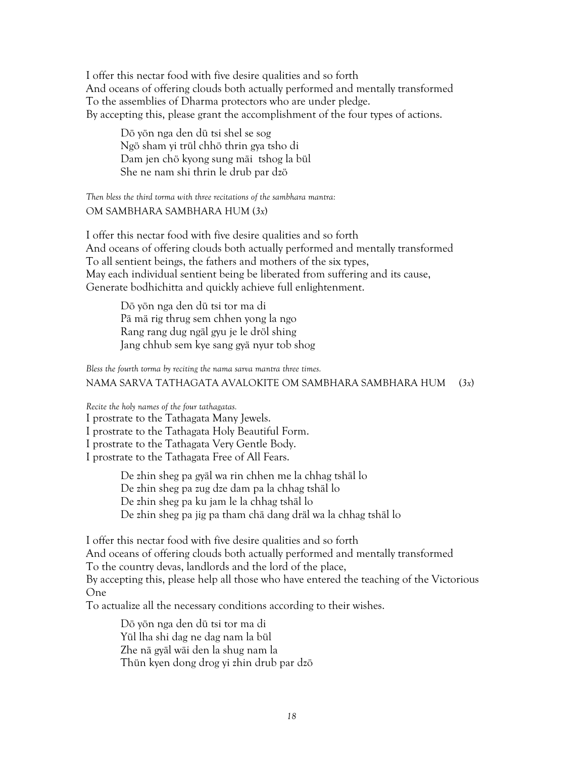I offer this nectar food with five desire qualities and so forth
And oceans of offering clouds both actually performed and mentally transformed
To the assemblies of Dharma protectors who are under pledge.
By accepting this, please grant the accomplishment of the four types of actions.

> Dö yön nga den dü tsi shel se sog
> Ngö sham yi trül chhö thrin gya tsho di
> Dam jen chö kyong sung mäi tshog la bül
> She ne nam shi thrin le drub par dzö

*Then bless the third torma with three recitations of the sambhara mantra:*

OM SAMBHARA SAMBHARA HUM (*3x*)

I offer this nectar food with five desire qualities and so forth
And oceans of offering clouds both actually performed and mentally transformed
To all sentient beings, the fathers and mothers of the six types,
May each individual sentient being be liberated from suffering and its cause,
Generate bodhichitta and quickly achieve full enlightenment.

> Dö yön nga den dü tsi tor ma di
> Pä mä rig thrug sem chhen yong la ngo
> Rang rang dug ngäl gyu je le dröl shing
> Jang chhub sem kye sang gyä nyur tob shog

*Bless the fourth torma by reciting the nama sarva mantra three times.*

NAMA SARVA TATHAGATA AVALOKITE OM SAMBHARA SAMBHARA HUM (*3x*)

*Recite the holy names of the four tathagatas.*

I prostrate to the Tathagata Many Jewels.
I prostrate to the Tathagata Holy Beautiful Form.
I prostrate to the Tathagata Very Gentle Body.
I prostrate to the Tathagata Free of All Fears.

> De zhin sheg pa gyäl wa rin chhen me la chhag tshäl lo
> De zhin sheg pa zug dze dam pa la chhag tshäl lo
> De zhin sheg pa ku jam le la chhag tshäl lo
> De zhin sheg pa jig pa tham chä dang dräl wa la chhag tshäl lo

I offer this nectar food with five desire qualities and so forth
And oceans of offering clouds both actually performed and mentally transformed
To the country devas, landlords and the lord of the place,
By accepting this, please help all those who have entered the teaching of the Victorious One
To actualize all the necessary conditions according to their wishes.

> Dö yön nga den dü tsi tor ma di
> Yül lha shi dag ne dag nam la bül
> Zhe nä gyäl wäi den la shug nam la
> Thün kyen dong drog yi zhin drub par dzö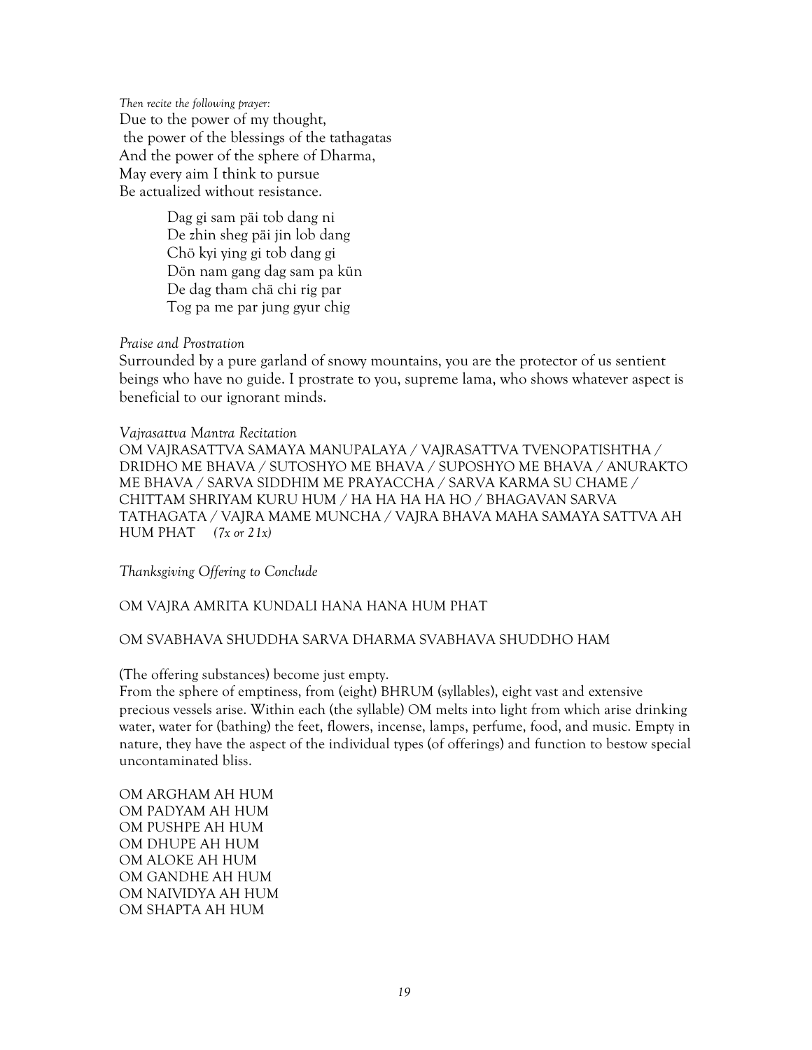*Then recite the following prayer:*
Due to the power of my thought,
the power of the blessings of the tathagatas
And the power of the sphere of Dharma,
May every aim I think to pursue
Be actualized without resistance.

> Dag gi sam päi tob dang ni
> De zhin sheg päi jin lob dang
> Chö kyi ying gi tob dang gi
> Dön nam gang dag sam pa kün
> De dag tham chä chi rig par
> Tog pa me par jung gyur chig

*Praise and Prostration*
Surrounded by a pure garland of snowy mountains, you are the protector of us sentient beings who have no guide. I prostrate to you, supreme lama, who shows whatever aspect is beneficial to our ignorant minds.

*Vajrasattva Mantra Recitation*
OM VAJRASATTVA SAMAYA MANUPALAYA / VAJRASATTVA TVENOPATISHTHA / DRIDHO ME BHAVA / SUTOSHYO ME BHAVA / SUPOSHYO ME BHAVA / ANURAKTO ME BHAVA / SARVA SIDDHIM ME PRAYACCHA / SARVA KARMA SU CHAME / CHITTAM SHRIYAM KURU HUM / HA HA HA HA HO / BHAGAVAN SARVA TATHAGATA / VAJRA MAME MUNCHA / VAJRA BHAVA MAHA SAMAYA SATTVA AH HUM PHAT *(7x or 21x)*

*Thanksgiving Offering to Conclude*

OM VAJRA AMRITA KUNDALI HANA HANA HUM PHAT

OM SVABHAVA SHUDDHA SARVA DHARMA SVABHAVA SHUDDHO HAM

(The offering substances) become just empty.
From the sphere of emptiness, from (eight) BHRUM (syllables), eight vast and extensive precious vessels arise. Within each (the syllable) OM melts into light from which arise drinking water, water for (bathing) the feet, flowers, incense, lamps, perfume, food, and music. Empty in nature, they have the aspect of the individual types (of offerings) and function to bestow special uncontaminated bliss.

OM ARGHAM AH HUM
OM PADYAM AH HUM
OM PUSHPE AH HUM
OM DHUPE AH HUM
OM ALOKE AH HUM
OM GANDHE AH HUM
OM NAIVIDYA AH HUM
OM SHAPTA AH HUM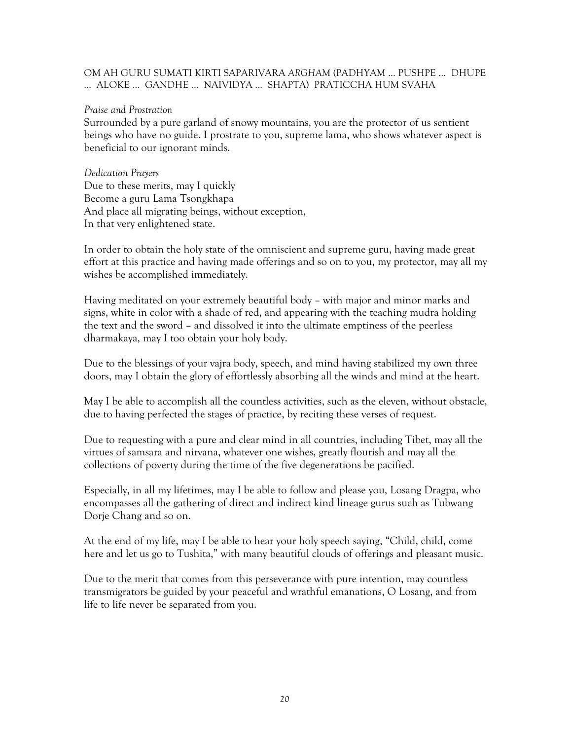OM AH GURU SUMATI KIRTI SAPARIVARA *ARGHAM* (PADHYAM … PUSHPE … DHUPE … ALOKE … GANDHE … NAIVIDYA … SHAPTA) PRATICCHA HUM SVAHA

*Praise and Prostration*

Surrounded by a pure garland of snowy mountains, you are the protector of us sentient beings who have no guide. I prostrate to you, supreme lama, who shows whatever aspect is beneficial to our ignorant minds.

*Dedication Prayers*

Due to these merits, may I quickly
Become a guru Lama Tsongkhapa
And place all migrating beings, without exception,
In that very enlightened state.

In order to obtain the holy state of the omniscient and supreme guru, having made great effort at this practice and having made offerings and so on to you, my protector, may all my wishes be accomplished immediately.

Having meditated on your extremely beautiful body – with major and minor marks and signs, white in color with a shade of red, and appearing with the teaching mudra holding the text and the sword – and dissolved it into the ultimate emptiness of the peerless dharmakaya, may I too obtain your holy body.

Due to the blessings of your vajra body, speech, and mind having stabilized my own three doors, may I obtain the glory of effortlessly absorbing all the winds and mind at the heart.

May I be able to accomplish all the countless activities, such as the eleven, without obstacle, due to having perfected the stages of practice, by reciting these verses of request.

Due to requesting with a pure and clear mind in all countries, including Tibet, may all the virtues of samsara and nirvana, whatever one wishes, greatly flourish and may all the collections of poverty during the time of the five degenerations be pacified.

Especially, in all my lifetimes, may I be able to follow and please you, Losang Dragpa, who encompasses all the gathering of direct and indirect kind lineage gurus such as Tubwang Dorje Chang and so on.

At the end of my life, may I be able to hear your holy speech saying, "Child, child, come here and let us go to Tushita," with many beautiful clouds of offerings and pleasant music.

Due to the merit that comes from this perseverance with pure intention, may countless transmigrators be guided by your peaceful and wrathful emanations, O Losang, and from life to life never be separated from you.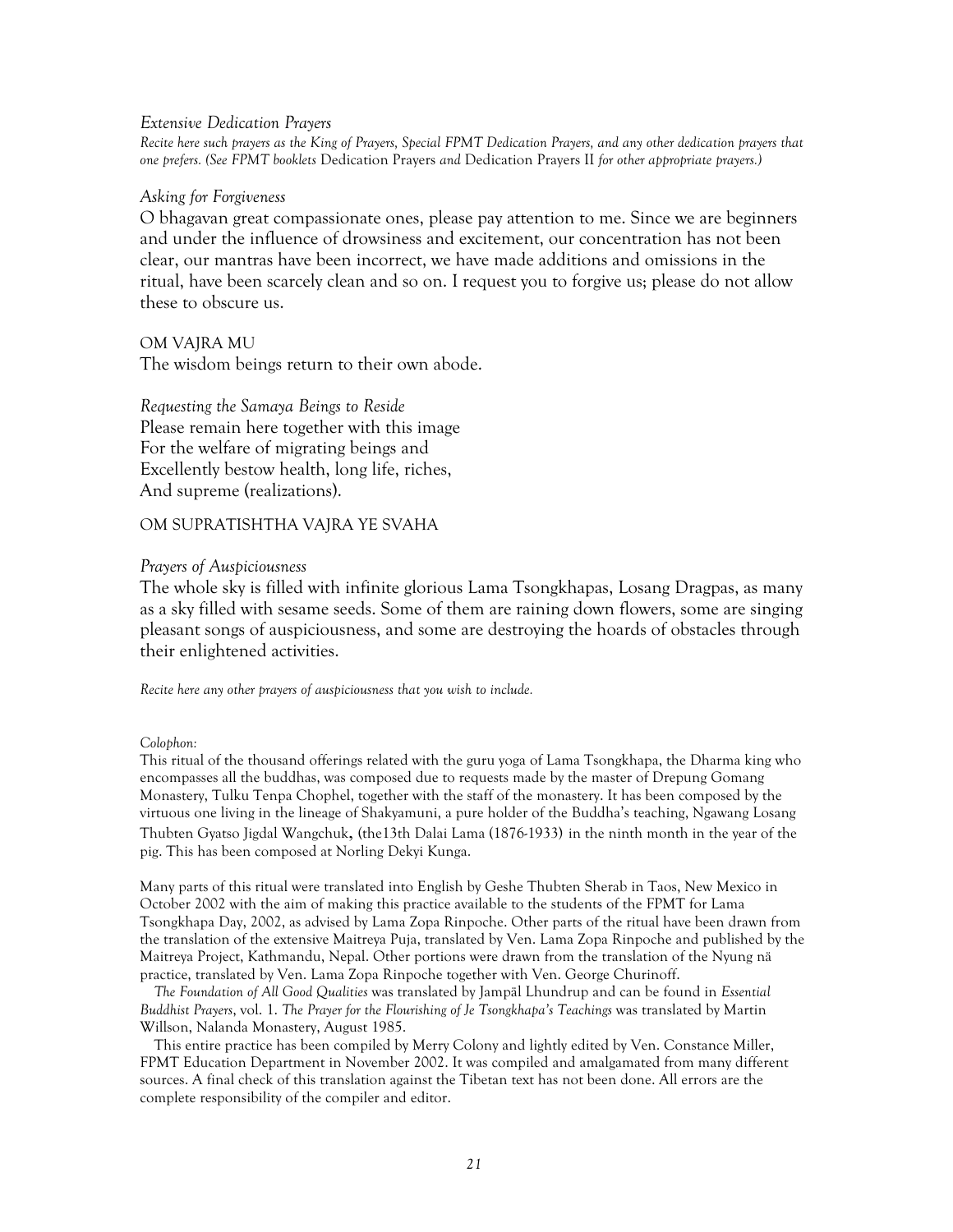*Extensive Dedication Prayers*

*Recite here such prayers as the King of Prayers, Special FPMT Dedication Prayers, and any other dedication prayers that one prefers. (See FPMT booklets* Dedication Prayers *and* Dedication Prayers II *for other appropriate prayers.)*

*Asking for Forgiveness*

O bhagavan great compassionate ones, please pay attention to me. Since we are beginners and under the influence of drowsiness and excitement, our concentration has not been clear, our mantras have been incorrect, we have made additions and omissions in the ritual, have been scarcely clean and so on. I request you to forgive us; please do not allow these to obscure us.

OM VAJRA MU

The wisdom beings return to their own abode.

*Requesting the Samaya Beings to Reside*

Please remain here together with this image
For the welfare of migrating beings and
Excellently bestow health, long life, riches,
And supreme (realizations).

OM SUPRATISHTHA VAJRA YE SVAHA

*Prayers of Auspiciousness*

The whole sky is filled with infinite glorious Lama Tsongkhapas, Losang Dragpas, as many as a sky filled with sesame seeds. Some of them are raining down flowers, some are singing pleasant songs of auspiciousness, and some are destroying the hoards of obstacles through their enlightened activities.

*Recite here any other prayers of auspiciousness that you wish to include.*

*Colophon:*

This ritual of the thousand offerings related with the guru yoga of Lama Tsongkhapa, the Dharma king who encompasses all the buddhas, was composed due to requests made by the master of Drepung Gomang Monastery, Tulku Tenpa Chophel, together with the staff of the monastery. It has been composed by the virtuous one living in the lineage of Shakyamuni, a pure holder of the Buddha's teaching, Ngawang Losang Thubten Gyatso Jigdal Wangchuk, (the13th Dalai Lama (1876-1933) in the ninth month in the year of the pig. This has been composed at Norling Dekyi Kunga.

Many parts of this ritual were translated into English by Geshe Thubten Sherab in Taos, New Mexico in October 2002 with the aim of making this practice available to the students of the FPMT for Lama Tsongkhapa Day, 2002, as advised by Lama Zopa Rinpoche. Other parts of the ritual have been drawn from the translation of the extensive Maitreya Puja, translated by Ven. Lama Zopa Rinpoche and published by the Maitreya Project, Kathmandu, Nepal. Other portions were drawn from the translation of the Nyung nä practice, translated by Ven. Lama Zopa Rinpoche together with Ven. George Churinoff.

*The Foundation of All Good Qualities* was translated by Jampäl Lhundrup and can be found in *Essential Buddhist Prayers*, vol. 1. *The Prayer for the Flourishing of Je Tsongkhapa's Teachings* was translated by Martin Willson, Nalanda Monastery, August 1985.

This entire practice has been compiled by Merry Colony and lightly edited by Ven. Constance Miller, FPMT Education Department in November 2002. It was compiled and amalgamated from many different sources. A final check of this translation against the Tibetan text has not been done. All errors are the complete responsibility of the compiler and editor.